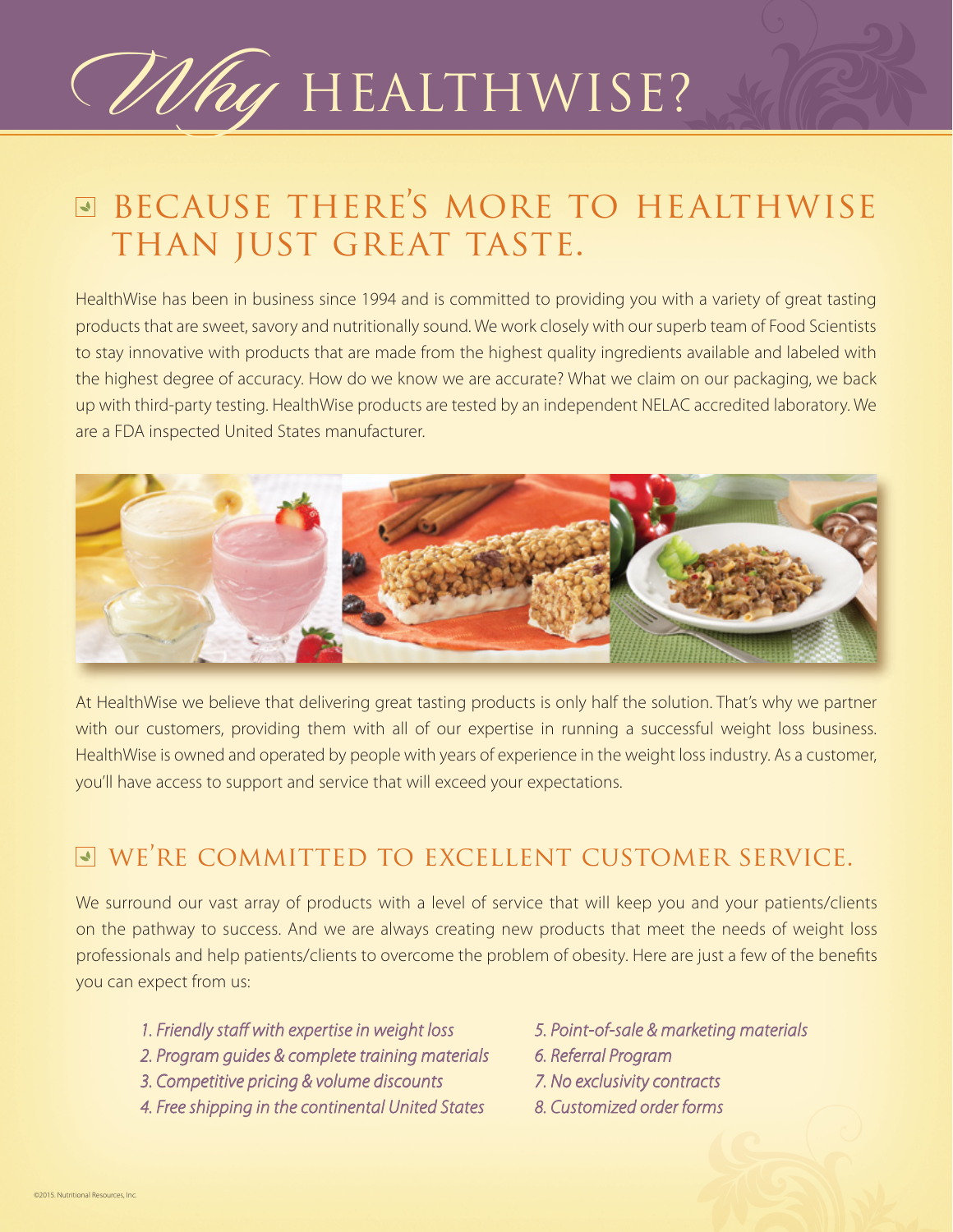# *Why* HEALTHWISE?

## BECAUSE THERE'S MORE TO HEALTHWISE THAN JUST GREAT TASTE.

HealthWise has been in business since 1994 and is committed to providing you with a variety of great tasting products that are sweet, savory and nutritionally sound. We work closely with our superb team of Food Scientists to stay innovative with products that are made from the highest quality ingredients available and labeled with the highest degree of accuracy. How do we know we are accurate? What we claim on our packaging, we back up with third-party testing. HealthWise products are tested by an independent NELAC accredited laboratory. We are a FDA inspected United States manufacturer.

At HealthWise we believe that delivering great tasting products is only half the solution. That's why we partner with our customers, providing them with all of our expertise in running a successful weight loss business. HealthWise is owned and operated by people with years of experience in the weight loss industry. As a customer, you'll have access to support and service that will exceed your expectations.

## WE'RE COMMITTED TO EXCELLENT CUSTOMER SERVICE.

We surround our vast array of products with a level of service that will keep you and your patients/clients on the pathway to success. And we are always creating new products that meet the needs of weight loss professionals and help patients/clients to overcome the problem of obesity. Here are just a few of the benefits you can expect from us:

1. *Friendly staff with expertise in weight loss*
2. *Program guides & complete training materials*
3. *Competitive pricing & volume discounts*
4. *Free shipping in the continental United States*
5. *Point-of-sale & marketing materials*
6. *Referral Program*
7. *No exclusivity contracts*
8. *Customized order forms*

©2015. Nutritional Resources, Inc.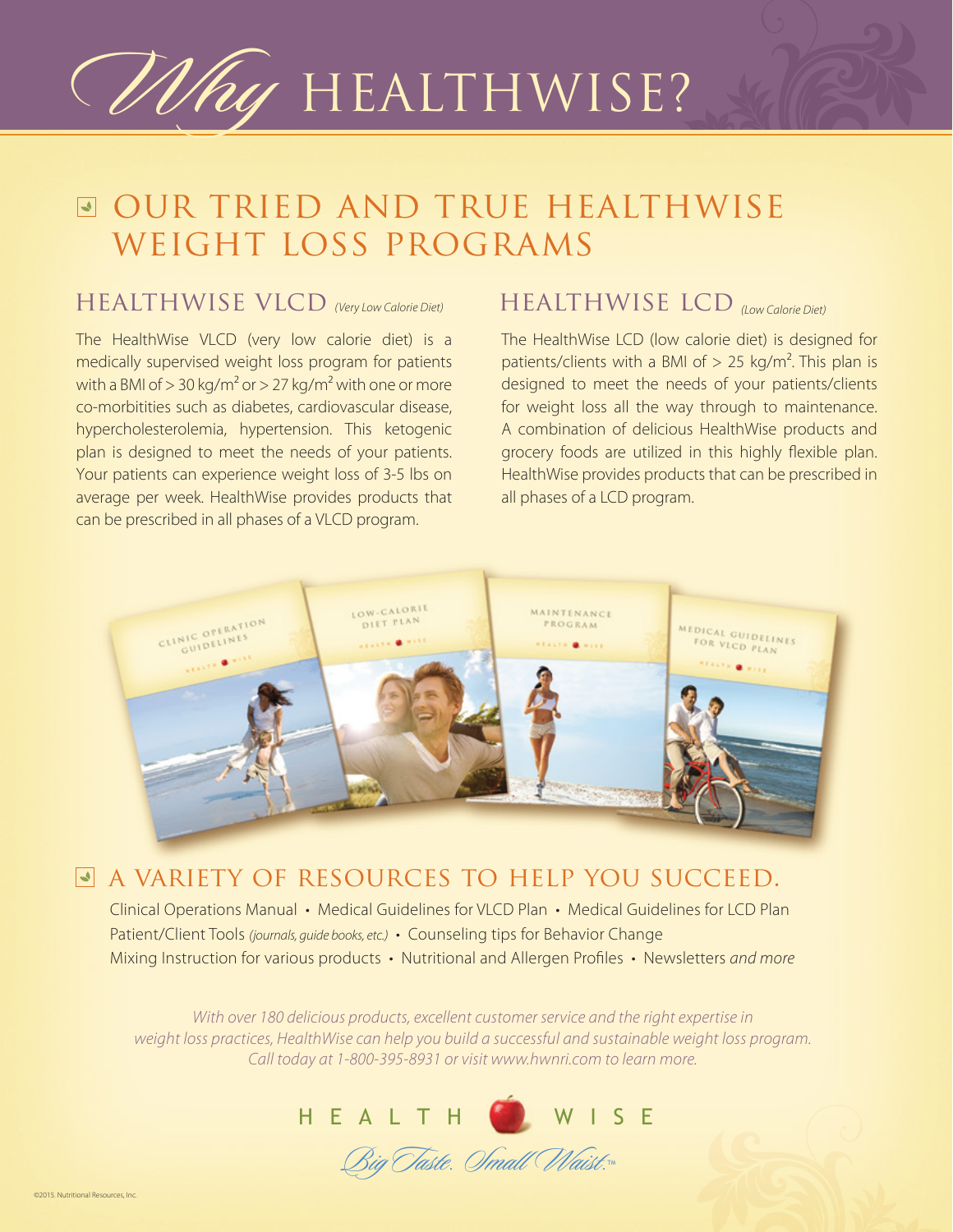# *Why* HEALTHWISE?

## OUR TRIED AND TRUE HEALTHWISE WEIGHT LOSS PROGRAMS

### HEALTHWISE VLCD *(Very Low Calorie Diet)*

The HealthWise VLCD (very low calorie diet) is a medically supervised weight loss program for patients with a BMI of > 30 kg/m² or > 27 kg/m² with one or more co-morbitities such as diabetes, cardiovascular disease, hypercholesterolemia, hypertension. This ketogenic plan is designed to meet the needs of your patients. Your patients can experience weight loss of 3-5 lbs on average per week. HealthWise provides products that can be prescribed in all phases of a VLCD program.

### HEALTHWISE LCD *(Low Calorie Diet)*

The HealthWise LCD (low calorie diet) is designed for patients/clients with a BMI of > 25 kg/m². This plan is designed to meet the needs of your patients/clients for weight loss all the way through to maintenance. A combination of delicious HealthWise products and grocery foods are utilized in this highly flexible plan. HealthWise provides products that can be prescribed in all phases of a LCD program.

## A VARIETY OF RESOURCES TO HELP YOU SUCCEED.

Clinical Operations Manual • Medical Guidelines for VLCD Plan • Medical Guidelines for LCD Plan
Patient/Client Tools *(journals, guide books, etc.)* • Counseling tips for Behavior Change
Mixing Instruction for various products • Nutritional and Allergen Profiles • Newsletters *and more*

*With over 180 delicious products, excellent customer service and the right expertise in weight loss practices, HealthWise can help you build a successful and sustainable weight loss program. Call today at 1-800-395-8931 or visit www.hwnri.com to learn more.*

HEALTH WISE

*Big Taste. Small Waist.*™

©2015. Nutritional Resources, Inc.